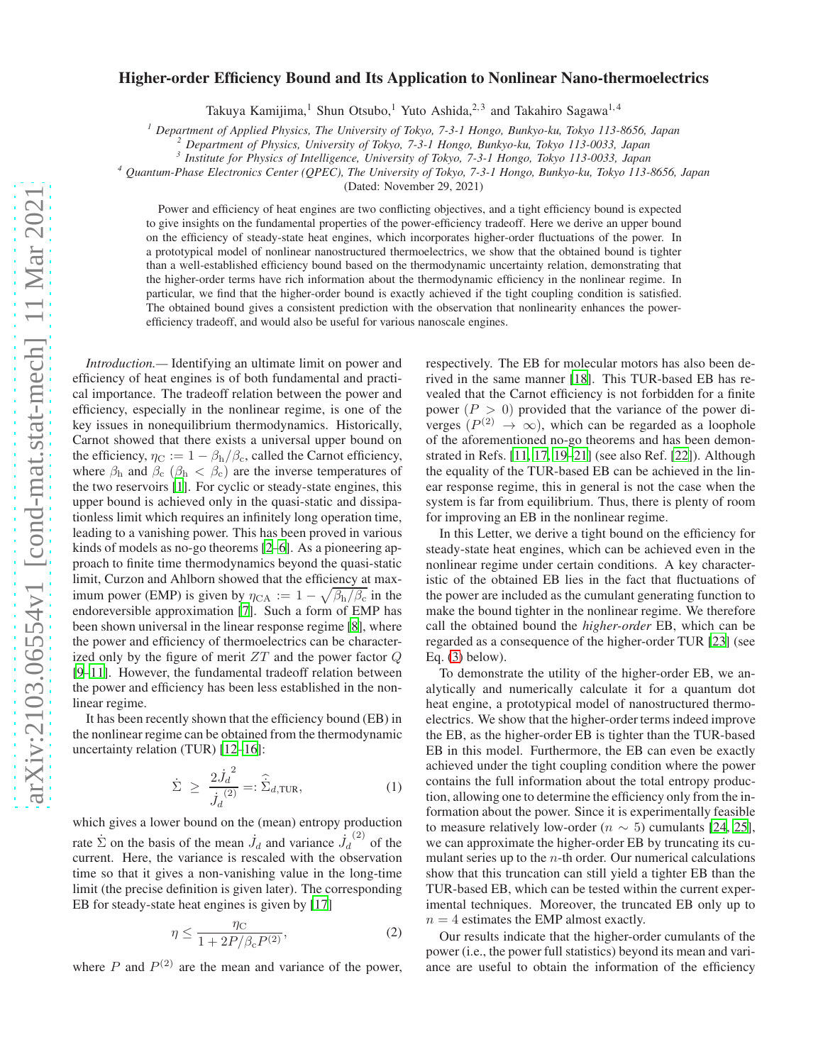# Higher-order Efficiency Bound and Its Application to Nonlinear Nano-thermoelectrics

Takuya Kamijima,[1] Shun Otsubo,[1] Yuto Ashida,[2,3] and Takahiro Sagawa[1,4]

[1] Department of Applied Physics, The University of Tokyo, 7-3-1 Hongo, Bunkyo-ku, Tokyo 113-8656, Japan
[2] Department of Physics, University of Tokyo, 7-3-1 Hongo, Bunkyo-ku, Tokyo 113-0033, Japan
[3] Institute for Physics of Intelligence, University of Tokyo, 7-3-1 Hongo, Tokyo 113-0033, Japan
[4] Quantum-Phase Electronics Center (QPEC), The University of Tokyo, 7-3-1 Hongo, Bunkyo-ku, Tokyo 113-8656, Japan

(Dated: November 29, 2021)

Power and efficiency of heat engines are two conflicting objectives, and a tight efficiency bound is expected to give insights on the fundamental properties of the power-efficiency tradeoff. Here we derive an upper bound on the efficiency of steady-state heat engines, which incorporates higher-order fluctuations of the power. In a prototypical model of nonlinear nanostructured thermoelectrics, we show that the obtained bound is tighter than a well-established efficiency bound based on the thermodynamic uncertainty relation, demonstrating that the higher-order terms have rich information about the thermodynamic efficiency in the nonlinear regime. In particular, we find that the higher-order bound is exactly achieved if the tight coupling condition is satisfied. The obtained bound gives a consistent prediction with the observation that nonlinearity enhances the power-efficiency tradeoff, and would also be useful for various nanoscale engines.

*Introduction.*— Identifying an ultimate limit on power and efficiency of heat engines is of both fundamental and practical importance. The tradeoff relation between the power and efficiency, especially in the nonlinear regime, is one of the key issues in nonequilibrium thermodynamics. Historically, Carnot showed that there exists a universal upper bound on the efficiency, $\eta_{\rm C} := 1 - \beta_{\rm h}/\beta_{\rm c}$, called the Carnot efficiency, where $\beta_{\rm h}$ and $\beta_{\rm c}$ ($\beta_{\rm h} < \beta_{\rm c}$) are the inverse temperatures of the two reservoirs [1]. For cyclic or steady-state engines, this upper bound is achieved only in the quasi-static and dissipationless limit which requires an infinitely long operation time, leading to a vanishing power. This has been proved in various kinds of models as no-go theorems [2–6]. As a pioneering approach to finite time thermodynamics beyond the quasi-static limit, Curzon and Ahlborn showed that the efficiency at maximum power (EMP) is given by $\eta_{\rm CA} := 1 - \sqrt{\beta_{\rm h}/\beta_{\rm c}}$ in the endoreversible approximation [7]. Such a form of EMP has been shown universal in the linear response regime [8], where the power and efficiency of thermoelectrics can be characterized only by the figure of merit $ZT$ and the power factor $Q$ [9–11]. However, the fundamental tradeoff relation between the power and efficiency has been less established in the nonlinear regime.

It has been recently shown that the efficiency bound (EB) in the nonlinear regime can be obtained from the thermodynamic uncertainty relation (TUR) [12–16]:

$$\dot{\Sigma} \ \geq \ \frac{2\dot{J}_d^{\,2}}{\dot{J}_d^{\,(2)}} =: \hat{\dot{\Sigma}}_{d,\rm TUR}, \tag{1}$$

which gives a lower bound on the (mean) entropy production rate $\dot{\Sigma}$ on the basis of the mean $\dot{J}_d$ and variance $\dot{J}_d^{\,(2)}$ of the current. Here, the variance is rescaled with the observation time so that it gives a non-vanishing value in the long-time limit (the precise definition is given later). The corresponding EB for steady-state heat engines is given by [17]

$$\eta \leq \frac{\eta_{\rm C}}{1 + 2P/\beta_{\rm c} P^{(2)}}, \tag{2}$$

where $P$ and $P^{(2)}$ are the mean and variance of the power, respectively. The EB for molecular motors has also been derived in the same manner [18]. This TUR-based EB has revealed that the Carnot efficiency is not forbidden for a finite power ($P > 0$) provided that the variance of the power diverges ($P^{(2)} \to \infty$), which can be regarded as a loophole of the aforementioned no-go theorems and has been demonstrated in Refs. [11, 17, 19–21] (see also Ref. [22]). Although the equality of the TUR-based EB can be achieved in the linear response regime, this in general is not the case when the system is far from equilibrium. Thus, there is plenty of room for improving an EB in the nonlinear regime.

In this Letter, we derive a tight bound on the efficiency for steady-state heat engines, which can be achieved even in the nonlinear regime under certain conditions. A key characteristic of the obtained EB lies in the fact that fluctuations of the power are included as the cumulant generating function to make the bound tighter in the nonlinear regime. We therefore call the obtained bound the *higher-order* EB, which can be regarded as a consequence of the higher-order TUR [23] (see Eq. (3) below).

To demonstrate the utility of the higher-order EB, we analytically and numerically calculate it for a quantum dot heat engine, a prototypical model of nanostructured thermoelectrics. We show that the higher-order terms indeed improve the EB, as the higher-order EB is tighter than the TUR-based EB in this model. Furthermore, the EB can even be exactly achieved under the tight coupling condition where the power contains the full information about the total entropy production, allowing one to determine the efficiency only from the information about the power. Since it is experimentally feasible to measure relatively low-order ($n \sim 5$) cumulants [24, 25], we can approximate the higher-order EB by truncating its cumulant series up to the $n$-th order. Our numerical calculations show that this truncation can still yield a tighter EB than the TUR-based EB, which can be tested within the current experimental techniques. Moreover, the truncated EB only up to $n = 4$ estimates the EMP almost exactly.

Our results indicate that the higher-order cumulants of the power (i.e., the power full statistics) beyond its mean and variance are useful to obtain the information of the efficiency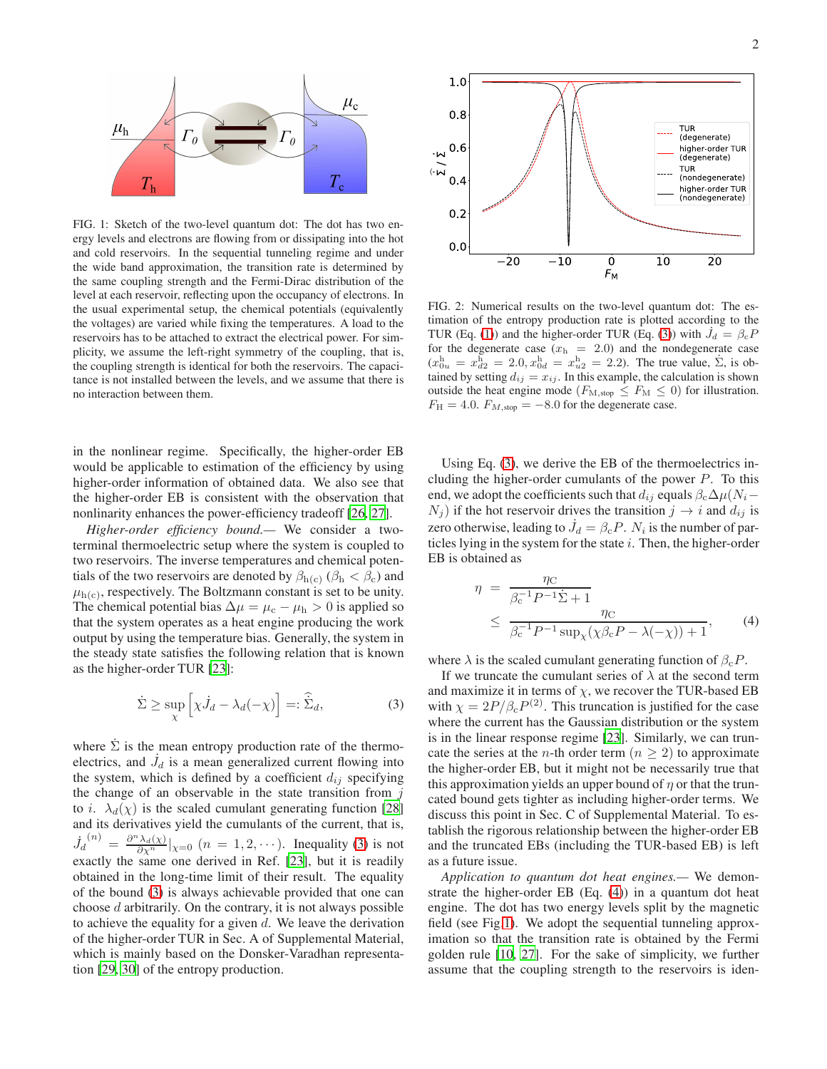FIG. 1: Sketch of the two-level quantum dot: The dot has two energy levels and electrons are flowing from or dissipating into the hot and cold reservoirs. In the sequential tunneling regime and under the wide band approximation, the transition rate is determined by the same coupling strength and the Fermi-Dirac distribution of the level at each reservoir, reflecting upon the occupancy of electrons. In the usual experimental setup, the chemical potentials (equivalently the voltages) are varied while fixing the temperatures. A load to the reservoirs has to be attached to extract the electrical power. For simplicity, we assume the left-right symmetry of the coupling, that is, the coupling strength is identical for both the reservoirs. The capacitance is not installed between the levels, and we assume that there is no interaction between them.

FIG. 2: Numerical results on the two-level quantum dot: The estimation of the entropy production rate is plotted according to the TUR (Eq. (1)) and the higher-order TUR (Eq. (3)) with $\dot{J}_d = \beta_c P$ for the degenerate case ($x_h = 2.0$) and the nondegenerate case ($x^h_{0u} = x^h_{d2} = 2.0, x^h_{0d} = x^h_{u2} = 2.2$). The true value, $\dot{\Sigma}$, is obtained by setting $d_{ij} = x_{ij}$. In this example, the calculation is shown outside the heat engine mode ($F_{M,\text{stop}} \le F_M \le 0$) for illustration. $F_H = 4.0$. $F_{M,\text{stop}} = -8.0$ for the degenerate case.

in the nonlinear regime. Specifically, the higher-order EB would be applicable to estimation of the efficiency by using higher-order information of obtained data. We also see that the higher-order EB is consistent with the observation that nonlinarity enhances the power-efficiency tradeoff [26, 27].

*Higher-order efficiency bound.*— We consider a two-terminal thermoelectric setup where the system is coupled to two reservoirs. The inverse temperatures and chemical potentials of the two reservoirs are denoted by $\beta_{h(c)}$ ($\beta_h < \beta_c$) and $\mu_{h(c)}$, respectively. The Boltzmann constant is set to be unity. The chemical potential bias $\Delta\mu = \mu_c - \mu_h > 0$ is applied so that the system operates as a heat engine producing the work output by using the temperature bias. Generally, the system in the steady state satisfies the following relation that is known as the higher-order TUR [23]:

$$\dot{\Sigma} \ge \sup_{\chi} \left[\chi \dot{J}_d - \lambda_d(-\chi)\right] =: \hat{\dot{\Sigma}}_d, \tag{3}$$

where $\dot{\Sigma}$ is the mean entropy production rate of the thermoelectrics, and $\dot{J}_d$ is a mean generalized current flowing into the system, which is defined by a coefficient $d_{ij}$ specifying the change of an observable in the state transition from $j$ to $i$. $\lambda_d(\chi)$ is the scaled cumulant generating function [28] and its derivatives yield the cumulants of the current, that is, $\dot{J}_d^{(n)} = \frac{\partial^n \lambda_d(\chi)}{\partial \chi^n}|_{\chi=0}$ ($n = 1, 2, \cdots$). Inequality (3) is not exactly the same one derived in Ref. [23], but it is readily obtained in the long-time limit of their result. The equality of the bound (3) is always achievable provided that one can choose $d$ arbitrarily. On the contrary, it is not always possible to achieve the equality for a given $d$. We leave the derivation of the higher-order TUR in Sec. A of Supplemental Material, which is mainly based on the Donsker-Varadhan representation [29, 30] of the entropy production.

Using Eq. (3), we derive the EB of the thermoelectrics including the higher-order cumulants of the power $P$. To this end, we adopt the coefficients such that $d_{ij}$ equals $\beta_c \Delta\mu(N_i - N_j)$ if the hot reservoir drives the transition $j \to i$ and $d_{ij}$ is zero otherwise, leading to $\dot{J}_d = \beta_c P$. $N_i$ is the number of particles lying in the system for the state $i$. Then, the higher-order EB is obtained as

$$\begin{aligned} \eta &= \frac{\eta_C}{\beta_c^{-1} P^{-1} \dot{\Sigma} + 1} \\ &\le \frac{\eta_C}{\beta_c^{-1} P^{-1} \sup_{\chi}(\chi \beta_c P - \lambda(-\chi)) + 1}, \end{aligned} \tag{4}$$

where $\lambda$ is the scaled cumulant generating function of $\beta_c P$.

If we truncate the cumulant series of $\lambda$ at the second term and maximize it in terms of $\chi$, we recover the TUR-based EB with $\chi = 2P/\beta_c P^{(2)}$. This truncation is justified for the case where the current has the Gaussian distribution or the system is in the linear response regime [23]. Similarly, we can truncate the series at the $n$-th order term ($n \ge 2$) to approximate the higher-order EB, but it might not be necessarily true that this approximation yields an upper bound of $\eta$ or that the truncated bound gets tighter as including higher-order terms. We discuss this point in Sec. C of Supplemental Material. To establish the rigorous relationship between the higher-order EB and the truncated EBs (including the TUR-based EB) is left as a future issue.

*Application to quantum dot heat engines.*— We demonstrate the higher-order EB (Eq. (4)) in a quantum dot heat engine. The dot has two energy levels split by the magnetic field (see Fig 1). We adopt the sequential tunneling approximation so that the transition rate is obtained by the Fermi golden rule [10, 27]. For the sake of simplicity, we further assume that the coupling strength to the reservoirs is iden-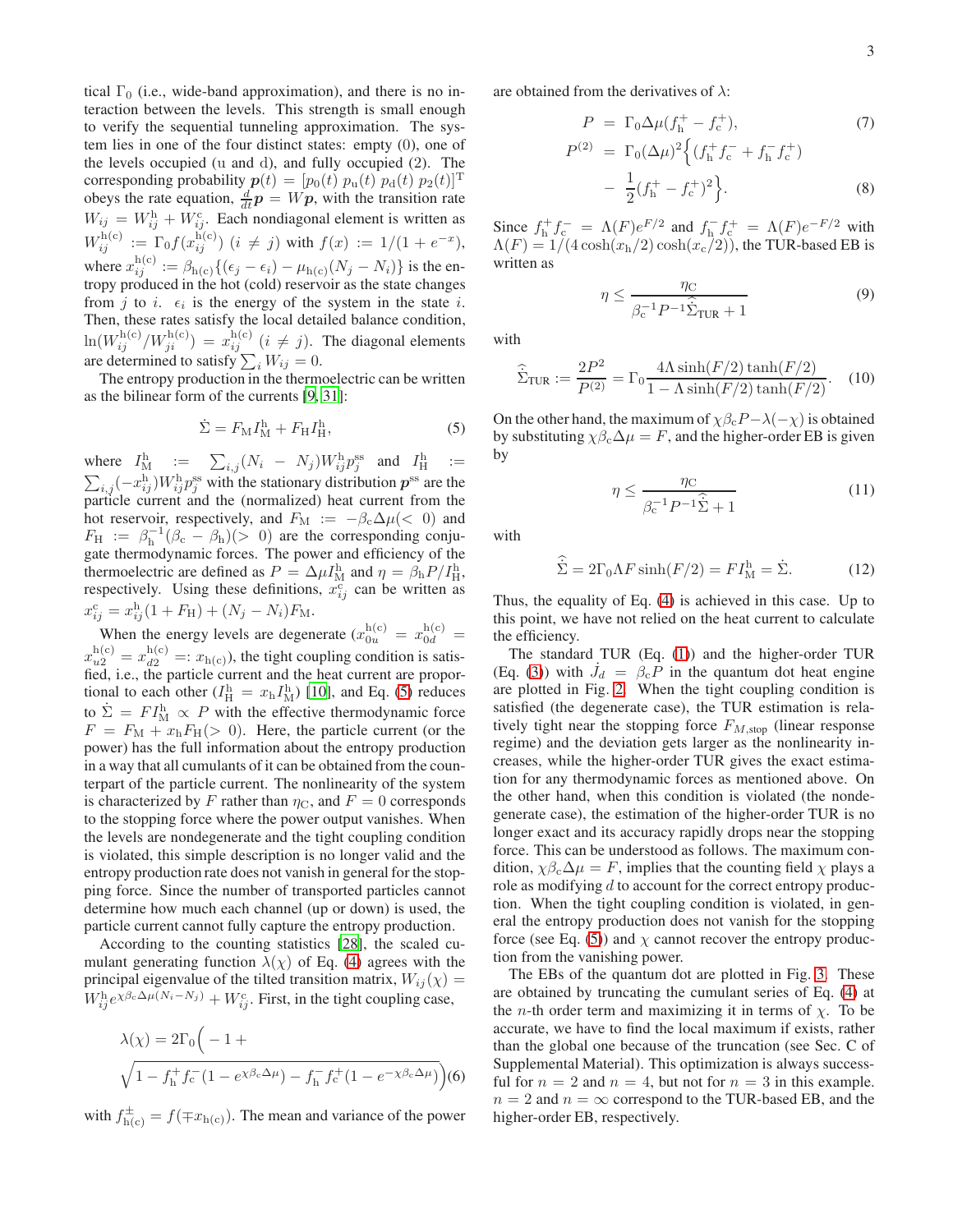tical $\Gamma_0$ (i.e., wide-band approximation), and there is no interaction between the levels. This strength is small enough to verify the sequential tunneling approximation. The system lies in one of the four distinct states: empty (0), one of the levels occupied (u and d), and fully occupied (2). The corresponding probability $\boldsymbol{p}(t) = [p_0(t)\ p_{\rm u}(t)\ p_{\rm d}(t)\ p_2(t)]^{\rm T}$ obeys the rate equation, $\frac{d}{dt}\boldsymbol{p} = W\boldsymbol{p}$, with the transition rate $W_{ij} = W_{ij}^{\rm h} + W_{ij}^{\rm c}$. Each nondiagonal element is written as $W_{ij}^{\rm h(c)} := \Gamma_0 f(x_{ij}^{\rm h(c)})$ $(i \neq j)$ with $f(x) := 1/(1+e^{-x})$, where $x_{ij}^{\rm h(c)} := \beta_{\rm h(c)}\{(\epsilon_j - \epsilon_i) - \mu_{\rm h(c)}(N_j - N_i)\}$ is the entropy produced in the hot (cold) reservoir as the state changes from $j$ to $i$. $\epsilon_i$ is the energy of the system in the state $i$. Then, these rates satisfy the local detailed balance condition, $\ln(W_{ij}^{\rm h(c)}/W_{ji}^{\rm h(c)}) = x_{ij}^{\rm h(c)}$ $(i \neq j)$. The diagonal elements are determined to satisfy $\sum_i W_{ij} = 0$.

The entropy production in the thermoelectric can be written as the bilinear form of the currents [9, 31]:

$$\dot{\Sigma} = F_{\rm M} I_{\rm M}^{\rm h} + F_{\rm H} I_{\rm H}^{\rm h}, \tag{5}$$

where $I_{\rm M}^{\rm h} := \sum_{i,j}(N_i - N_j)W_{ij}^{\rm h} p_j^{\rm ss}$ and $I_{\rm H}^{\rm h} := \sum_{i,j}(-x_{ij}^{\rm h})W_{ij}^{\rm h} p_j^{\rm ss}$ with the stationary distribution $\boldsymbol{p}^{\rm ss}$ are the particle current and the (normalized) heat current from the hot reservoir, respectively, and $F_{\rm M} := -\beta_{\rm c}\Delta\mu (<0)$ and $F_{\rm H} := \beta_{\rm h}^{-1}(\beta_{\rm c} - \beta_{\rm h}) (>0)$ are the corresponding conjugate thermodynamic forces. The power and efficiency of the thermoelectric are defined as $P = \Delta\mu I_{\rm M}^{\rm h}$ and $\eta = \beta_{\rm h} P / I_{\rm H}^{\rm h}$, respectively. Using these definitions, $x_{ij}^{\rm c}$ can be written as $x_{ij}^{\rm c} = x_{ij}^{\rm h}(1 + F_{\rm H}) + (N_j - N_i)F_{\rm M}$.

When the energy levels are degenerate ($x_{0u}^{\rm h(c)} = x_{0d}^{\rm h(c)} = x_{u2}^{\rm h(c)} = x_{d2}^{\rm h(c)} =: x_{\rm h(c)}$), the tight coupling condition is satisfied, i.e., the particle current and the heat current are proportional to each other ($I_{\rm H}^{\rm h} = x_{\rm h} I_{\rm M}^{\rm h}$) [10], and Eq. (5) reduces to $\dot{\Sigma} = F I_{\rm M}^{\rm h} \propto P$ with the effective thermodynamic force $F = F_{\rm M} + x_{\rm h} F_{\rm H} (>0)$. Here, the particle current (or the power) has the full information about the entropy production in a way that all cumulants of it can be obtained from the counterpart of the particle current. The nonlinearity of the system is characterized by $F$ rather than $\eta_{\rm C}$, and $F = 0$ corresponds to the stopping force where the power output vanishes. When the levels are nondegenerate and the tight coupling condition is violated, this simple description is no longer valid and the entropy production rate does not vanish in general for the stopping force. Since the number of transported particles cannot determine how much each channel (up or down) is used, the particle current cannot fully capture the entropy production.

According to the counting statistics [28], the scaled cumulant generating function $\lambda(\chi)$ of Eq. (4) agrees with the principal eigenvalue of the tilted transition matrix, $W_{ij}(\chi) = W_{ij}^{\rm h} e^{\chi\beta_{\rm c}\Delta\mu(N_i - N_j)} + W_{ij}^{\rm c}$. First, in the tight coupling case,

$$\lambda(\chi) = 2\Gamma_0\Big(-1 + \sqrt{1 - f_{\rm h}^+ f_{\rm c}^-(1 - e^{\chi\beta_{\rm c}\Delta\mu}) - f_{\rm h}^- f_{\rm c}^+(1 - e^{-\chi\beta_{\rm c}\Delta\mu})}\Big) \tag{6}$$

with $f_{\rm h(c)}^{\pm} = f(\mp x_{\rm h(c)})$. The mean and variance of the power are obtained from the derivatives of $\lambda$:

$$P = \Gamma_0 \Delta\mu (f_{\rm h}^+ - f_{\rm c}^+), \tag{7}$$

$$P^{(2)} = \Gamma_0 (\Delta\mu)^2 \Big\{ (f_{\rm h}^+ f_{\rm c}^- + f_{\rm h}^- f_{\rm c}^+) - \frac{1}{2}(f_{\rm h}^+ - f_{\rm c}^+)^2 \Big\}. \tag{8}$$

Since $f_{\rm h}^+ f_{\rm c}^- = \Lambda(F) e^{F/2}$ and $f_{\rm h}^- f_{\rm c}^+ = \Lambda(F) e^{-F/2}$ with $\Lambda(F) = 1/(4\cosh(x_{\rm h}/2)\cosh(x_{\rm c}/2))$, the TUR-based EB is written as

$$\eta \leq \frac{\eta_{\rm C}}{\beta_{\rm c}^{-1} P^{-1} \hat{\Sigma}_{\rm TUR} + 1} \tag{9}$$

with

$$\hat{\Sigma}_{\rm TUR} := \frac{2P^2}{P^{(2)}} = \Gamma_0 \frac{4\Lambda \sinh(F/2)\tanh(F/2)}{1 - \Lambda \sinh(F/2)\tanh(F/2)}. \tag{10}$$

On the other hand, the maximum of $\chi\beta_{\rm c} P - \lambda(-\chi)$ is obtained by substituting $\chi\beta_{\rm c}\Delta\mu = F$, and the higher-order EB is given by

$$\eta \leq \frac{\eta_{\rm C}}{\beta_{\rm c}^{-1} P^{-1} \hat{\Sigma} + 1} \tag{11}$$

with

$$\hat{\Sigma} = 2\Gamma_0 \Lambda F \sinh(F/2) = F I_{\rm M}^{\rm h} = \dot{\Sigma}. \tag{12}$$

Thus, the equality of Eq. (4) is achieved in this case. Up to this point, we have not relied on the heat current to calculate the efficiency.

The standard TUR (Eq. (1)) and the higher-order TUR (Eq. (3)) with $\dot{J}_d = \beta_{\rm c} P$ in the quantum dot heat engine are plotted in Fig. 2. When the tight coupling condition is satisfied (the degenerate case), the TUR estimation is relatively tight near the stopping force $F_{M,\rm stop}$ (linear response regime) and the deviation gets larger as the nonlinearity increases, while the higher-order TUR gives the exact estimation for any thermodynamic forces as mentioned above. On the other hand, when this condition is violated (the nondegenerate case), the estimation of the higher-order TUR is no longer exact and its accuracy rapidly drops near the stopping force. This can be understood as follows. The maximum condition, $\chi\beta_{\rm c}\Delta\mu = F$, implies that the counting field $\chi$ plays a role as modifying $d$ to account for the correct entropy production. When the tight coupling condition is violated, in general the entropy production does not vanish for the stopping force (see Eq. (5)) and $\chi$ cannot recover the entropy production from the vanishing power.

The EBs of the quantum dot are plotted in Fig. 3. These are obtained by truncating the cumulant series of Eq. (4) at the $n$-th order term and maximizing it in terms of $\chi$. To be accurate, we have to find the local maximum if exists, rather than the global one because of the truncation (see Sec. C of Supplemental Material). This optimization is always successful for $n = 2$ and $n = 4$, but not for $n = 3$ in this example. $n = 2$ and $n = \infty$ correspond to the TUR-based EB, and the higher-order EB, respectively.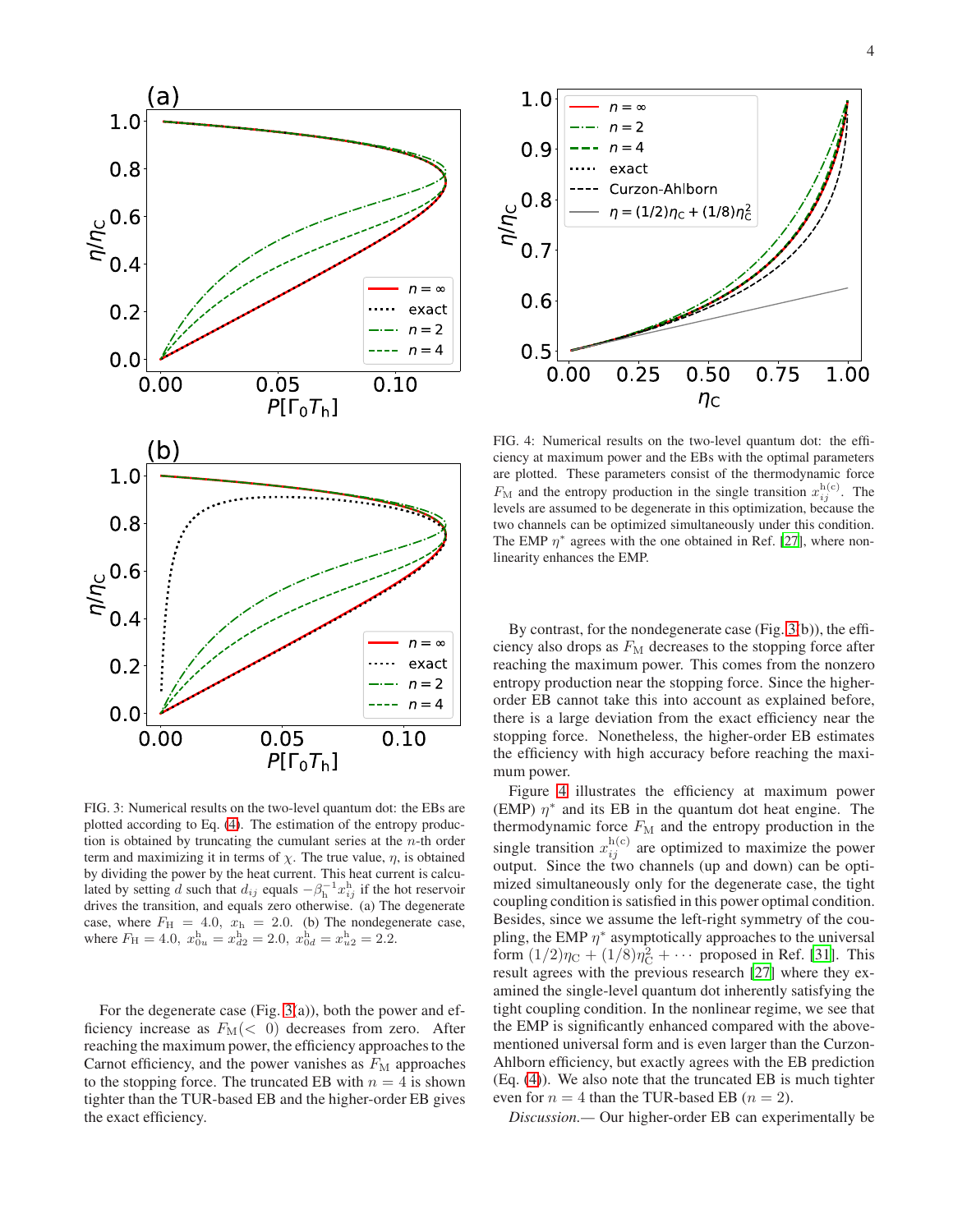FIG. 3: Numerical results on the two-level quantum dot: the EBs are plotted according to Eq. (4). The estimation of the entropy production is obtained by truncating the cumulant series at the $n$-th order term and maximizing it in terms of $\chi$. The true value, $\eta$, is obtained by dividing the power by the heat current. This heat current is calculated by setting $d$ such that $d_{ij}$ equals $-\beta_{\mathrm{h}}^{-1}x_{ij}^{\mathrm{h}}$ if the hot reservoir drives the transition, and equals zero otherwise. (a) The degenerate case, where $F_{\mathrm{H}} = 4.0$, $x_{\mathrm{h}} = 2.0$. (b) The nondegenerate case, where $F_{\mathrm{H}} = 4.0$, $x_{0u}^{\mathrm{h}} = x_{d2}^{\mathrm{h}} = 2.0$, $x_{0d}^{\mathrm{h}} = x_{u2}^{\mathrm{h}} = 2.2$.

For the degenerate case (Fig. 3(a)), both the power and efficiency increase as $F_{\mathrm{M}}(< 0)$ decreases from zero. After reaching the maximum power, the efficiency approaches to the Carnot efficiency, and the power vanishes as $F_{\mathrm{M}}$ approaches to the stopping force. The truncated EB with $n = 4$ is shown tighter than the TUR-based EB and the higher-order EB gives the exact efficiency.

FIG. 4: Numerical results on the two-level quantum dot: the efficiency at maximum power and the EBs with the optimal parameters are plotted. These parameters consist of the thermodynamic force $F_{\mathrm{M}}$ and the entropy production in the single transition $x_{ij}^{\mathrm{h(c)}}$. The levels are assumed to be degenerate in this optimization, because the two channels can be optimized simultaneously under this condition. The EMP $\eta^*$ agrees with the one obtained in Ref. [27], where nonlinearity enhances the EMP.

By contrast, for the nondegenerate case (Fig. 3(b)), the efficiency also drops as $F_{\mathrm{M}}$ decreases to the stopping force after reaching the maximum power. This comes from the nonzero entropy production near the stopping force. Since the higher-order EB cannot take this into account as explained before, there is a large deviation from the exact efficiency near the stopping force. Nonetheless, the higher-order EB estimates the efficiency with high accuracy before reaching the maximum power.

Figure 4 illustrates the efficiency at maximum power (EMP) $\eta^*$ and its EB in the quantum dot heat engine. The thermodynamic force $F_{\mathrm{M}}$ and the entropy production in the single transition $x_{ij}^{\mathrm{h(c)}}$ are optimized to maximize the power output. Since the two channels (up and down) can be optimized simultaneously only for the degenerate case, the tight coupling condition is satisfied in this power optimal condition. Besides, since we assume the left-right symmetry of the coupling, the EMP $\eta^*$ asymptotically approaches to the universal form $(1/2)\eta_{\mathrm{C}} + (1/8)\eta_{\mathrm{C}}^2 + \cdots$ proposed in Ref. [31]. This result agrees with the previous research [27] where they examined the single-level quantum dot inherently satisfying the tight coupling condition. In the nonlinear regime, we see that the EMP is significantly enhanced compared with the above-mentioned universal form and is even larger than the Curzon-Ahlborn efficiency, but exactly agrees with the EB prediction (Eq. (4)). We also note that the truncated EB is much tighter even for $n = 4$ than the TUR-based EB ($n = 2$).

*Discussion.*— Our higher-order EB can experimentally be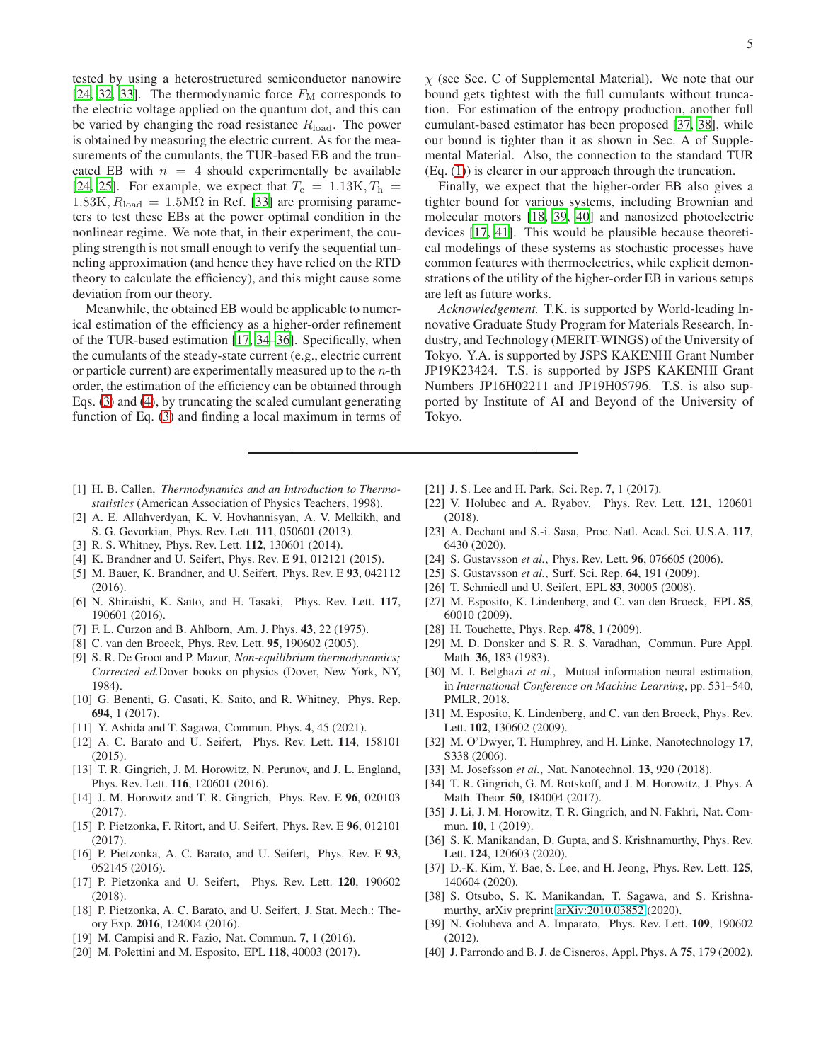tested by using a heterostructured semiconductor nanowire [24, 32, 33]. The thermodynamic force $F_{\rm M}$ corresponds to the electric voltage applied on the quantum dot, and this can be varied by changing the road resistance $R_{\rm load}$. The power is obtained by measuring the electric current. As for the measurements of the cumulants, the TUR-based EB and the truncated EB with $n = 4$ should experimentally be available [24, 25]. For example, we expect that $T_{\rm c} = 1.13{\rm K}, T_{\rm h} = 1.83{\rm K}, R_{\rm load} = 1.5{\rm M}\Omega$ in Ref. [33] are promising parameters to test these EBs at the power optimal condition in the nonlinear regime. We note that, in their experiment, the coupling strength is not small enough to verify the sequential tunneling approximation (and hence they have relied on the RTD theory to calculate the efficiency), and this might cause some deviation from our theory.

Meanwhile, the obtained EB would be applicable to numerical estimation of the efficiency as a higher-order refinement of the TUR-based estimation [17, 34–36]. Specifically, when the cumulants of the steady-state current (e.g., electric current or particle current) are experimentally measured up to the $n$-th order, the estimation of the efficiency can be obtained through Eqs. (3) and (4), by truncating the scaled cumulant generating function of Eq. (3) and finding a local maximum in terms of $\chi$ (see Sec. C of Supplemental Material). We note that our bound gets tightest with the full cumulants without truncation. For estimation of the entropy production, another full cumulant-based estimator has been proposed [37, 38], while our bound is tighter than it as shown in Sec. A of Supplemental Material. Also, the connection to the standard TUR (Eq. (1)) is clearer in our approach through the truncation.

Finally, we expect that the higher-order EB also gives a tighter bound for various systems, including Brownian and molecular motors [18, 39, 40] and nanosized photoelectric devices [17, 41]. This would be plausible because theoretical modelings of these systems as stochastic processes have common features with thermoelectrics, while explicit demonstrations of the utility of the higher-order EB in various setups are left as future works.

*Acknowledgement.* T.K. is supported by World-leading Innovative Graduate Study Program for Materials Research, Industry, and Technology (MERIT-WINGS) of the University of Tokyo. Y.A. is supported by JSPS KAKENHI Grant Number JP19K23424. T.S. is supported by JSPS KAKENHI Grant Numbers JP16H02211 and JP19H05796. T.S. is also supported by Institute of AI and Beyond of the University of Tokyo.

---

[1] H. B. Callen, *Thermodynamics and an Introduction to Thermostatistics* (American Association of Physics Teachers, 1998).
[2] A. E. Allahverdyan, K. V. Hovhannisyan, A. V. Melkikh, and S. G. Gevorkian, Phys. Rev. Lett. **111**, 050601 (2013).
[3] R. S. Whitney, Phys. Rev. Lett. **112**, 130601 (2014).
[4] K. Brandner and U. Seifert, Phys. Rev. E **91**, 012121 (2015).
[5] M. Bauer, K. Brandner, and U. Seifert, Phys. Rev. E **93**, 042112 (2016).
[6] N. Shiraishi, K. Saito, and H. Tasaki, Phys. Rev. Lett. **117**, 190601 (2016).
[7] F. L. Curzon and B. Ahlborn, Am. J. Phys. **43**, 22 (1975).
[8] C. van den Broeck, Phys. Rev. Lett. **95**, 190602 (2005).
[9] S. R. De Groot and P. Mazur, *Non-equilibrium thermodynamics; Corrected ed.*Dover books on physics (Dover, New York, NY, 1984).
[10] G. Benenti, G. Casati, K. Saito, and R. Whitney, Phys. Rep. **694**, 1 (2017).
[11] Y. Ashida and T. Sagawa, Commun. Phys. **4**, 45 (2021).
[12] A. C. Barato and U. Seifert, Phys. Rev. Lett. **114**, 158101 (2015).
[13] T. R. Gingrich, J. M. Horowitz, N. Perunov, and J. L. England, Phys. Rev. Lett. **116**, 120601 (2016).
[14] J. M. Horowitz and T. R. Gingrich, Phys. Rev. E **96**, 020103 (2017).
[15] P. Pietzonka, F. Ritort, and U. Seifert, Phys. Rev. E **96**, 012101 (2017).
[16] P. Pietzonka, A. C. Barato, and U. Seifert, Phys. Rev. E **93**, 052145 (2016).
[17] P. Pietzonka and U. Seifert, Phys. Rev. Lett. **120**, 190602 (2018).
[18] P. Pietzonka, A. C. Barato, and U. Seifert, J. Stat. Mech.: Theory Exp. **2016**, 124004 (2016).
[19] M. Campisi and R. Fazio, Nat. Commun. **7**, 1 (2016).
[20] M. Polettini and M. Esposito, EPL **118**, 40003 (2017).
[21] J. S. Lee and H. Park, Sci. Rep. **7**, 1 (2017).
[22] V. Holubec and A. Ryabov, Phys. Rev. Lett. **121**, 120601 (2018).
[23] A. Dechant and S.-i. Sasa, Proc. Natl. Acad. Sci. U.S.A. **117**, 6430 (2020).
[24] S. Gustavsson *et al.*, Phys. Rev. Lett. **96**, 076605 (2006).
[25] S. Gustavsson *et al.*, Surf. Sci. Rep. **64**, 191 (2009).
[26] T. Schmiedl and U. Seifert, EPL **83**, 30005 (2008).
[27] M. Esposito, K. Lindenberg, and C. van den Broeck, EPL **85**, 60010 (2009).
[28] H. Touchette, Phys. Rep. **478**, 1 (2009).
[29] M. D. Donsker and S. R. S. Varadhan, Commun. Pure Appl. Math. **36**, 183 (1983).
[30] M. I. Belghazi *et al.*, Mutual information neural estimation, in *International Conference on Machine Learning*, pp. 531–540, PMLR, 2018.
[31] M. Esposito, K. Lindenberg, and C. van den Broeck, Phys. Rev. Lett. **102**, 130602 (2009).
[32] M. O'Dwyer, T. Humphrey, and H. Linke, Nanotechnology **17**, S338 (2006).
[33] M. Josefsson *et al.*, Nat. Nanotechnol. **13**, 920 (2018).
[34] T. R. Gingrich, G. M. Rotskoff, and J. M. Horowitz, J. Phys. A Math. Theor. **50**, 184004 (2017).
[35] J. Li, J. M. Horowitz, T. R. Gingrich, and N. Fakhri, Nat. Commun. **10**, 1 (2019).
[36] S. K. Manikandan, D. Gupta, and S. Krishnamurthy, Phys. Rev. Lett. **124**, 120603 (2020).
[37] D.-K. Kim, Y. Bae, S. Lee, and H. Jeong, Phys. Rev. Lett. **125**, 140604 (2020).
[38] S. Otsubo, S. K. Manikandan, T. Sagawa, and S. Krishnamurthy, arXiv preprint arXiv:2010.03852 (2020).
[39] N. Golubeva and A. Imparato, Phys. Rev. Lett. **109**, 190602 (2012).
[40] J. Parrondo and B. J. de Cisneros, Appl. Phys. A **75**, 179 (2002).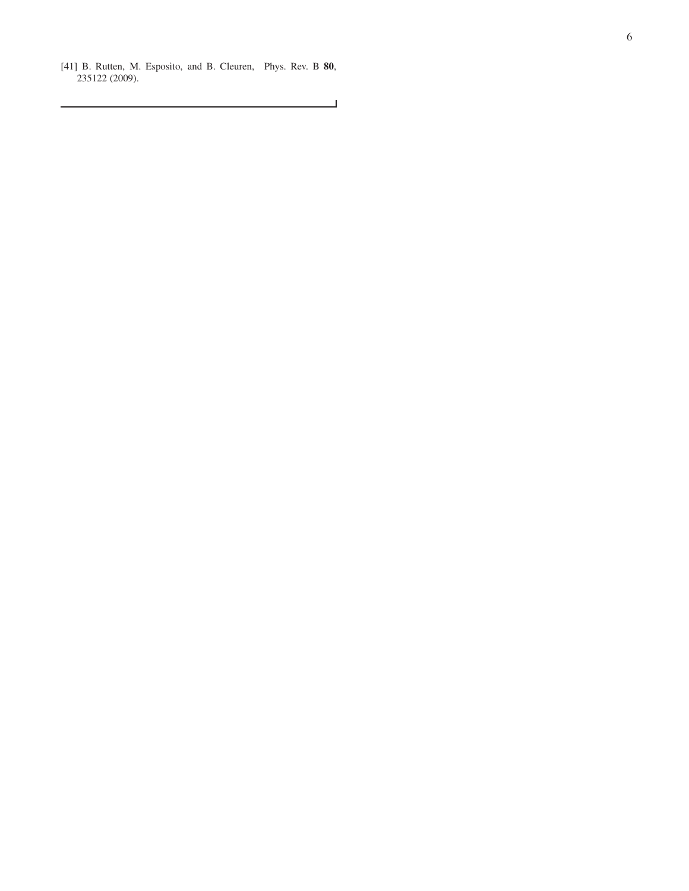[41] B. Rutten, M. Esposito, and B. Cleuren, Phys. Rev. B **80**, 235122 (2009).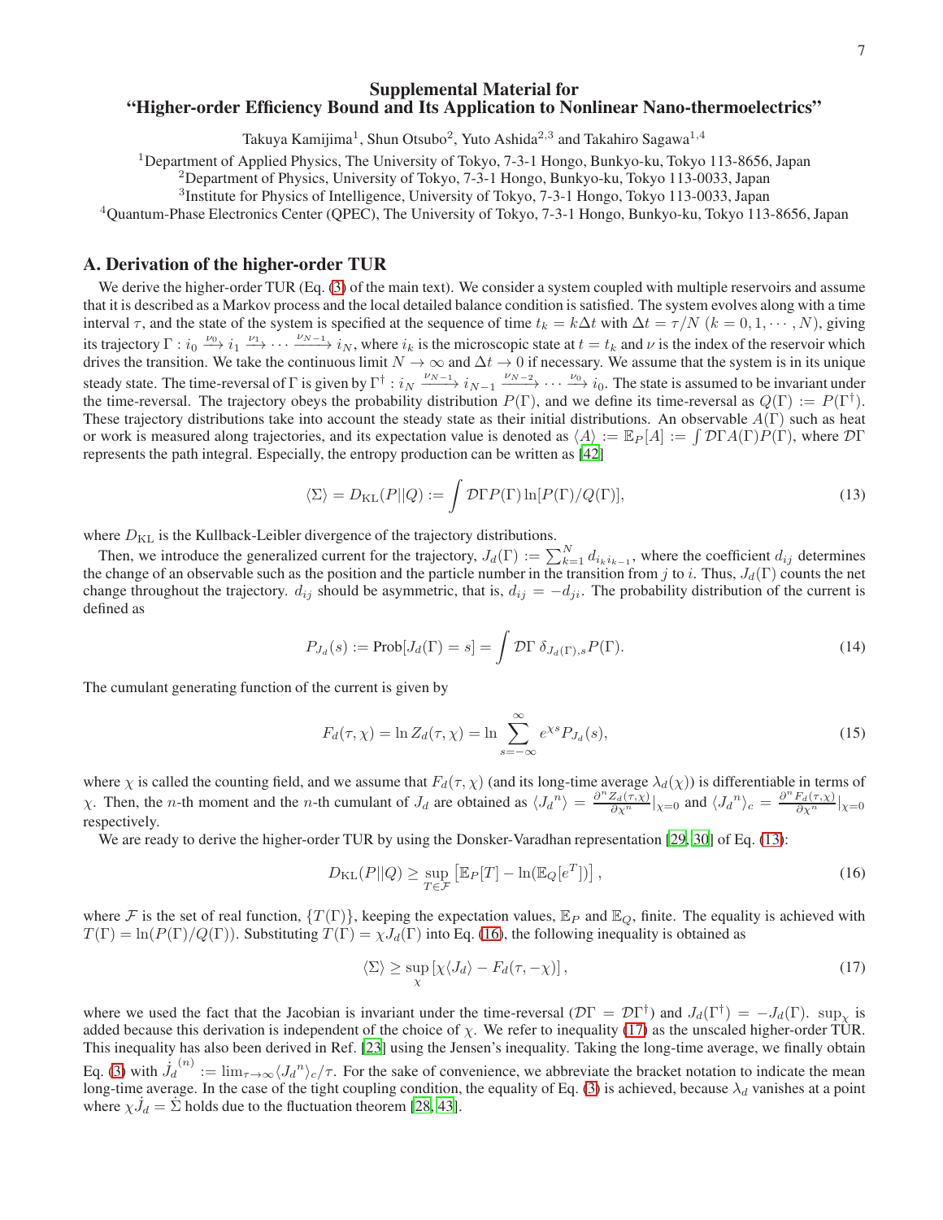# Supplemental Material for "Higher-order Efficiency Bound and Its Application to Nonlinear Nano-thermoelectrics"

Takuya Kamijima[1], Shun Otsubo[2], Yuto Ashida[2,3] and Takahiro Sagawa[1,4]

[1]Department of Applied Physics, The University of Tokyo, 7-3-1 Hongo, Bunkyo-ku, Tokyo 113-8656, Japan
[2]Department of Physics, University of Tokyo, 7-3-1 Hongo, Bunkyo-ku, Tokyo 113-0033, Japan
[3]Institute for Physics of Intelligence, University of Tokyo, 7-3-1 Hongo, Tokyo 113-0033, Japan
[4]Quantum-Phase Electronics Center (QPEC), The University of Tokyo, 7-3-1 Hongo, Bunkyo-ku, Tokyo 113-8656, Japan

## A. Derivation of the higher-order TUR

We derive the higher-order TUR (Eq. (3) of the main text). We consider a system coupled with multiple reservoirs and assume that it is described as a Markov process and the local detailed balance condition is satisfied. The system evolves along with a time interval $\tau$, and the state of the system is specified at the sequence of time $t_k = k\Delta t$ with $\Delta t = \tau/N$ $(k = 0, 1, \cdots, N)$, giving its trajectory $\Gamma : i_0 \xrightarrow{\nu_0} i_1 \xrightarrow{\nu_1} \cdots \xrightarrow{\nu_{N-1}} i_N$, where $i_k$ is the microscopic state at $t = t_k$ and $\nu$ is the index of the reservoir which drives the transition. We take the continuous limit $N \to \infty$ and $\Delta t \to 0$ if necessary. We assume that the system is in its unique steady state. The time-reversal of $\Gamma$ is given by $\Gamma^\dagger : i_N \xrightarrow{\nu_{N-1}} i_{N-1} \xrightarrow{\nu_{N-2}} \cdots \xrightarrow{\nu_0} i_0$. The state is assumed to be invariant under the time-reversal. The trajectory obeys the probability distribution $P(\Gamma)$, and we define its time-reversal as $Q(\Gamma) := P(\Gamma^\dagger)$. These trajectory distributions take into account the steady state as their initial distributions. An observable $A(\Gamma)$ such as heat or work is measured along trajectories, and its expectation value is denoted as $\langle A \rangle := \mathbb{E}_P[A] := \int \mathcal{D}\Gamma A(\Gamma)P(\Gamma)$, where $\mathcal{D}\Gamma$ represents the path integral. Especially, the entropy production can be written as [42]

$$
\langle \Sigma \rangle = D_{\mathrm{KL}}(P||Q) := \int \mathcal{D}\Gamma P(\Gamma) \ln[P(\Gamma)/Q(\Gamma)], \tag{13}
$$

where $D_{\mathrm{KL}}$ is the Kullback-Leibler divergence of the trajectory distributions.

Then, we introduce the generalized current for the trajectory, $J_d(\Gamma) := \sum_{k=1}^{N} d_{i_k i_{k-1}}$, where the coefficient $d_{ij}$ determines the change of an observable such as the position and the particle number in the transition from $j$ to $i$. Thus, $J_d(\Gamma)$ counts the net change throughout the trajectory. $d_{ij}$ should be asymmetric, that is, $d_{ij} = -d_{ji}$. The probability distribution of the current is defined as

$$
P_{J_d}(s) := \mathrm{Prob}[J_d(\Gamma) = s] = \int \mathcal{D}\Gamma \; \delta_{J_d(\Gamma), s} P(\Gamma). \tag{14}
$$

The cumulant generating function of the current is given by

$$
F_d(\tau, \chi) = \ln Z_d(\tau, \chi) = \ln \sum_{s=-\infty}^{\infty} e^{\chi s} P_{J_d}(s), \tag{15}
$$

where $\chi$ is called the counting field, and we assume that $F_d(\tau, \chi)$ (and its long-time average $\lambda_d(\chi)$) is differentiable in terms of $\chi$. Then, the $n$-th moment and the $n$-th cumulant of $J_d$ are obtained as $\langle J_d{}^n \rangle = \frac{\partial^n Z_d(\tau,\chi)}{\partial \chi^n}|_{\chi=0}$ and $\langle J_d{}^n \rangle_c = \frac{\partial^n F_d(\tau,\chi)}{\partial \chi^n}|_{\chi=0}$ respectively.

We are ready to derive the higher-order TUR by using the Donsker-Varadhan representation [29, 30] of Eq. (13):

$$
D_{\mathrm{KL}}(P||Q) \geq \sup_{T \in \mathcal{F}} \left[ \mathbb{E}_P[T] - \ln(\mathbb{E}_Q[e^T]) \right], \tag{16}
$$

where $\mathcal{F}$ is the set of real function, $\{T(\Gamma)\}$, keeping the expectation values, $\mathbb{E}_P$ and $\mathbb{E}_Q$, finite. The equality is achieved with $T(\Gamma) = \ln(P(\Gamma)/Q(\Gamma))$. Substituting $T(\Gamma) = \chi J_d(\Gamma)$ into Eq. (16), the following inequality is obtained as

$$
\langle \Sigma \rangle \geq \sup_{\chi} \left[ \chi \langle J_d \rangle - F_d(\tau, -\chi) \right], \tag{17}
$$

where we used the fact that the Jacobian is invariant under the time-reversal ($\mathcal{D}\Gamma = \mathcal{D}\Gamma^\dagger$) and $J_d(\Gamma^\dagger) = -J_d(\Gamma)$. $\sup_\chi$ is added because this derivation is independent of the choice of $\chi$. We refer to inequality (17) as the unscaled higher-order TUR. This inequality has also been derived in Ref. [23] using the Jensen's inequality. Taking the long-time average, we finally obtain Eq. (3) with $\dot{J}_d^{(n)} := \lim_{\tau \to \infty} \langle J_d{}^n \rangle_c / \tau$. For the sake of convenience, we abbreviate the bracket notation to indicate the mean long-time average. In the case of the tight coupling condition, the equality of Eq. (3) is achieved, because $\lambda_d$ vanishes at a point where $\chi \dot{J}_d = \dot{\Sigma}$ holds due to the fluctuation theorem [28, 43].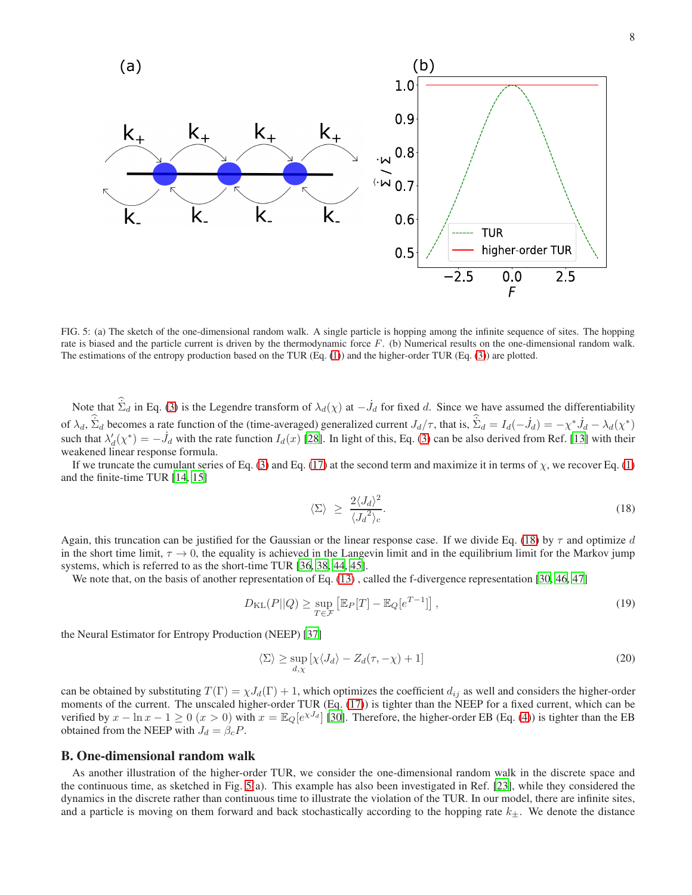FIG. 5: (a) The sketch of the one-dimensional random walk. A single particle is hopping among the infinite sequence of sites. The hopping rate is biased and the particle current is driven by the thermodynamic force $F$. (b) Numerical results on the one-dimensional random walk. The estimations of the entropy production based on the TUR (Eq. (1)) and the higher-order TUR (Eq. (3)) are plotted.

Note that $\hat{\dot{\Sigma}}_d$ in Eq. (3) is the Legendre transform of $\lambda_d(\chi)$ at $-\dot{J}_d$ for fixed $d$. Since we have assumed the differentiability of $\lambda_d$, $\hat{\dot{\Sigma}}_d$ becomes a rate function of the (time-averaged) generalized current $J_d/\tau$, that is, $\hat{\dot{\Sigma}}_d = I_d(-\dot{J}_d) = -\chi^* \dot{J}_d - \lambda_d(\chi^*)$ such that $\lambda_d'(\chi^*) = -\dot{J}_d$ with the rate function $I_d(x)$ [28]. In light of this, Eq. (3) can be also derived from Ref. [13] with their weakened linear response formula.

If we truncate the cumulant series of Eq. (3) and Eq. (17) at the second term and maximize it in terms of $\chi$, we recover Eq. (1) and the finite-time TUR [14, 15]

$$
\langle \Sigma \rangle \ \geq \ \frac{2\langle J_d \rangle^2}{\langle {J_d}^2 \rangle_c}. \tag{18}
$$

Again, this truncation can be justified for the Gaussian or the linear response case. If we divide Eq. (18) by $\tau$ and optimize $d$ in the short time limit, $\tau \to 0$, the equality is achieved in the Langevin limit and in the equilibrium limit for the Markov jump systems, which is referred to as the short-time TUR [36, 38, 44, 45].

We note that, on the basis of another representation of Eq. (13) , called the f-divergence representation [30, 46, 47]

$$
D_{\mathrm{KL}}(P||Q) \geq \sup_{T \in \mathcal{F}} \left[ \mathbb{E}_P[T] - \mathbb{E}_Q[e^{T-1}] \right], \tag{19}
$$

the Neural Estimator for Entropy Production (NEEP) [37]

$$
\langle \Sigma \rangle \geq \sup_{d,\chi} \left[ \chi \langle J_d \rangle - Z_d(\tau, -\chi) + 1 \right] \tag{20}
$$

can be obtained by substituting $T(\Gamma) = \chi J_d(\Gamma) + 1$, which optimizes the coefficient $d_{ij}$ as well and considers the higher-order moments of the current. The unscaled higher-order TUR (Eq. (17)) is tighter than the NEEP for a fixed current, which can be verified by $x - \ln x - 1 \geq 0$ $(x > 0)$ with $x = \mathbb{E}_Q[e^{\chi J_d}]$ [30]. Therefore, the higher-order EB (Eq. (4)) is tighter than the EB obtained from the NEEP with $J_d = \beta_c P$.

## B. One-dimensional random walk

As another illustration of the higher-order TUR, we consider the one-dimensional random walk in the discrete space and the continuous time, as sketched in Fig. 5(a). This example has also been investigated in Ref. [23], while they considered the dynamics in the discrete rather than continuous time to illustrate the violation of the TUR. In our model, there are infinite sites, and a particle is moving on them forward and back stochastically according to the hopping rate $k_\pm$. We denote the distance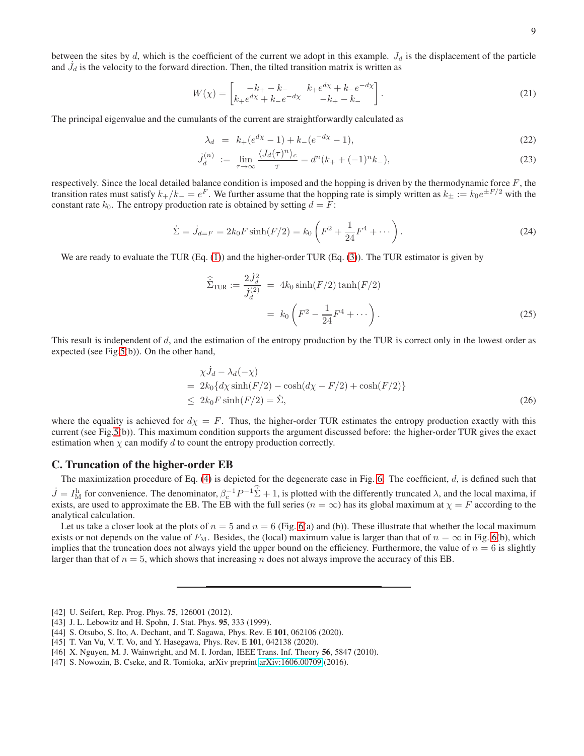between the sites by $d$, which is the coefficient of the current we adopt in this example. $J_d$ is the displacement of the particle and $\dot{J}_d$ is the velocity to the forward direction. Then, the tilted transition matrix is written as

$$W(\chi) = \begin{bmatrix} -k_+ - k_- & k_+ e^{d\chi} + k_- e^{-d\chi} \\ k_+ e^{d\chi} + k_- e^{-d\chi} & -k_+ - k_- \end{bmatrix}. \tag{21}$$

The principal eigenvalue and the cumulants of the current are straightforwardly calculated as

$$\lambda_d = k_+(e^{d\chi} - 1) + k_-(e^{-d\chi} - 1), \tag{22}$$

$$\dot{J}_d^{(n)} := \lim_{\tau\to\infty} \frac{\langle J_d(\tau)^n \rangle_c}{\tau} = d^n(k_+ + (-1)^n k_-), \tag{23}$$

respectively. Since the local detailed balance condition is imposed and the hopping is driven by the thermodynamic force $F$, the transition rates must satisfy $k_+/k_- = e^F$. We further assume that the hopping rate is simply written as $k_\pm := k_0 e^{\pm F/2}$ with the constant rate $k_0$. The entropy production rate is obtained by setting $d = F$:

$$\dot{\Sigma} = \dot{J}_{d=F} = 2k_0 F \sinh(F/2) = k_0 \left( F^2 + \frac{1}{24}F^4 + \cdots \right). \tag{24}$$

We are ready to evaluate the TUR (Eq. (1)) and the higher-order TUR (Eq. (3)). The TUR estimator is given by

$$\begin{aligned} \hat{\dot{\Sigma}}_{\mathrm{TUR}} := \frac{2\dot{J}_d^2}{\dot{J}_d^{(2)}} &= 4k_0 \sinh(F/2)\tanh(F/2) \\ &= k_0 \left( F^2 - \frac{1}{24}F^4 + \cdots \right). \end{aligned} \tag{25}$$

This result is independent of $d$, and the estimation of the entropy production by the TUR is correct only in the lowest order as expected (see Fig.5(b)). On the other hand,

$$\begin{aligned} &\chi \dot{J}_d - \lambda_d(-\chi) \\ =\ & 2k_0\{d\chi \sinh(F/2) - \cosh(d\chi - F/2) + \cosh(F/2)\} \\ \le\ & 2k_0 F \sinh(F/2) = \dot{\Sigma}, \end{aligned} \tag{26}$$

where the equality is achieved for $d\chi = F$. Thus, the higher-order TUR estimates the entropy production exactly with this current (see Fig.5(b)). This maximum condition supports the argument discussed before: the higher-order TUR gives the exact estimation when $\chi$ can modify $d$ to count the entropy production correctly.

### C. Truncation of the higher-order EB

The maximization procedure of Eq. (4) is depicted for the degenerate case in Fig. 6. The coefficient, $d$, is defined such that $\dot{J} = I_{\mathrm{M}}^{\mathrm{h}}$ for convenience. The denominator, $\beta_{\mathrm{c}}^{-1} P^{-1} \hat{\dot{\Sigma}} + 1$, is plotted with the differently truncated $\lambda$, and the local maxima, if exists, are used to approximate the EB. The EB with the full series ($n = \infty$) has its global maximum at $\chi = F$ according to the analytical calculation.

Let us take a closer look at the plots of $n = 5$ and $n = 6$ (Fig. 6(a) and (b)). These illustrate that whether the local maximum exists or not depends on the value of $F_{\mathrm{M}}$. Besides, the (local) maximum value is larger than that of $n = \infty$ in Fig. 6(b), which implies that the truncation does not always yield the upper bound on the efficiency. Furthermore, the value of $n = 6$ is slightly larger than that of $n = 5$, which shows that increasing $n$ does not always improve the accuracy of this EB.

---

[42] U. Seifert, Rep. Prog. Phys. **75**, 126001 (2012).
[43] J. L. Lebowitz and H. Spohn, J. Stat. Phys. **95**, 333 (1999).
[44] S. Otsubo, S. Ito, A. Dechant, and T. Sagawa, Phys. Rev. E **101**, 062106 (2020).
[45] T. Van Vu, V. T. Vo, and Y. Hasegawa, Phys. Rev. E **101**, 042138 (2020).
[46] X. Nguyen, M. J. Wainwright, and M. I. Jordan, IEEE Trans. Inf. Theory **56**, 5847 (2010).
[47] S. Nowozin, B. Cseke, and R. Tomioka, arXiv preprint arXiv:1606.00709 (2016).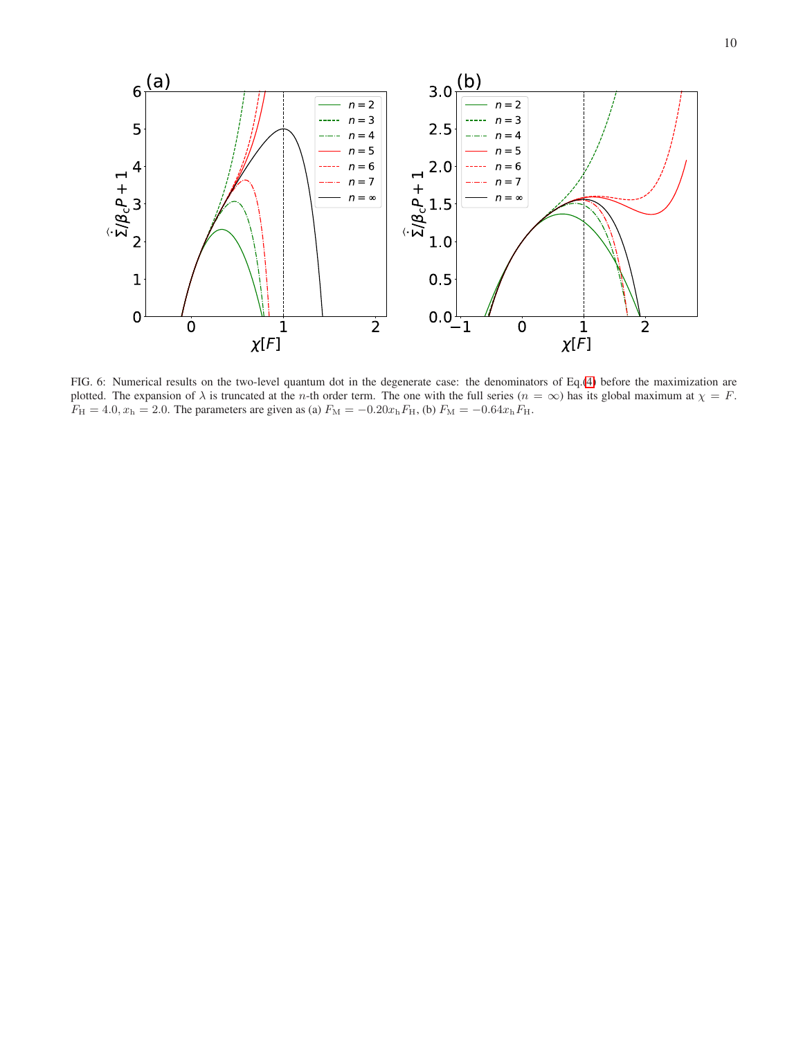(a)

$\hat{\dot{\Sigma}}/\beta_c P + 1$

$\chi[F]$

$n = 2$
$n = 3$
$n = 4$
$n = 5$
$n = 6$
$n = 7$
$n = \infty$

(b)

$\hat{\dot{\Sigma}}/\beta_c P + 1$

$\chi[F]$

$n = 2$
$n = 3$
$n = 4$
$n = 5$
$n = 6$
$n = 7$
$n = \infty$

FIG. 6: Numerical results on the two-level quantum dot in the degenerate case: the denominators of Eq.(4) before the maximization are plotted. The expansion of $\lambda$ is truncated at the $n$-th order term. The one with the full series ($n = \infty$) has its global maximum at $\chi = F$. $F_{\mathrm{H}} = 4.0, x_{\mathrm{h}} = 2.0$. The parameters are given as (a) $F_{\mathrm{M}} = -0.20 x_{\mathrm{h}} F_{\mathrm{H}}$, (b) $F_{\mathrm{M}} = -0.64 x_{\mathrm{h}} F_{\mathrm{H}}$.